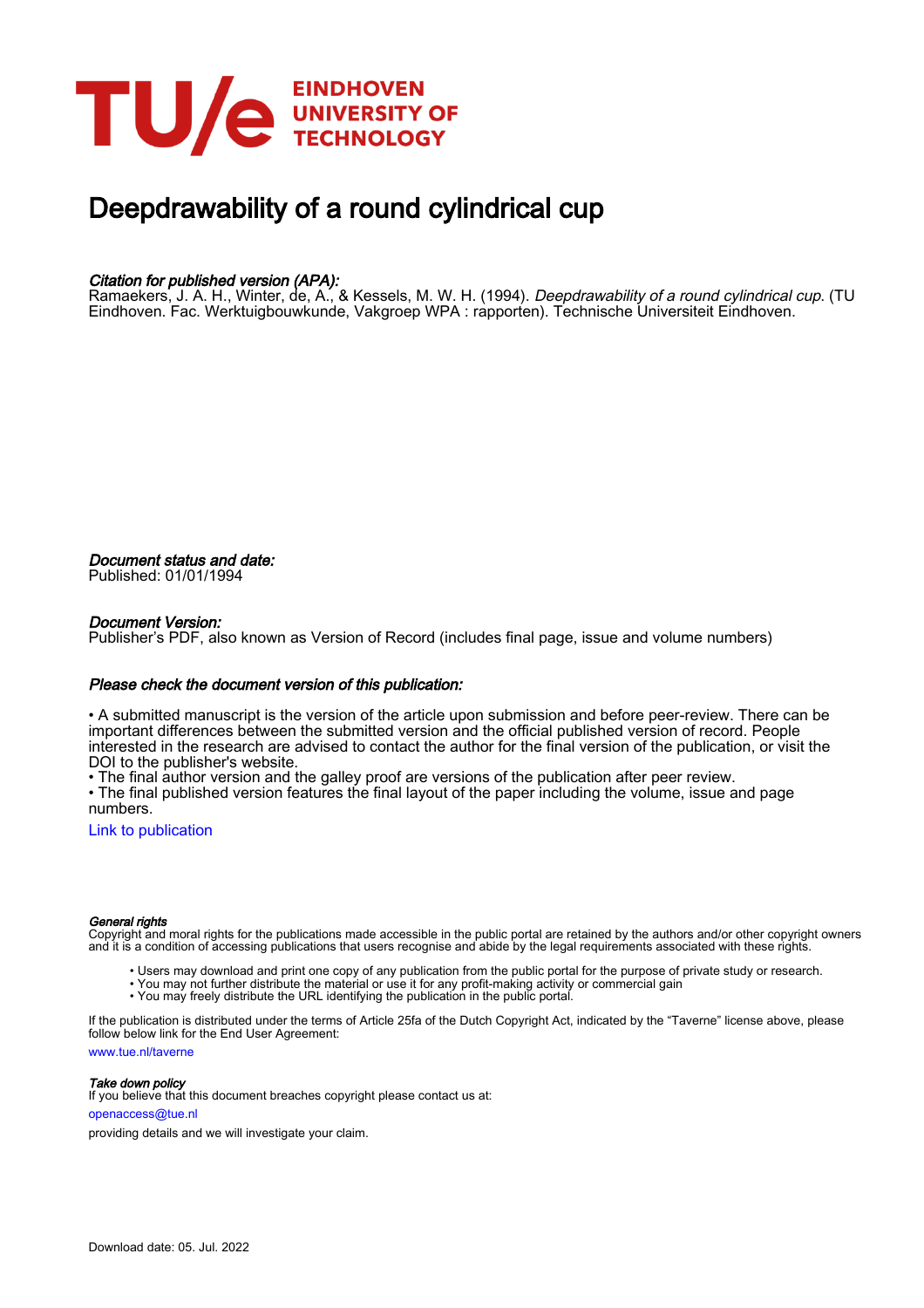# Deepdrawability of a round cylindrical cup

*Citation for published version (APA):*
Ramaekers, J. A. H., Winter, de, A., & Kessels, M. W. H. (1994). *Deepdrawability of a round cylindrical cup*. (TU Eindhoven. Fac. Werktuigbouwkunde, Vakgroep WPA : rapporten). Technische Universiteit Eindhoven.

*Document status and date:*
Published: 01/01/1994

*Document Version:*
Publisher's PDF, also known as Version of Record (includes final page, issue and volume numbers)

*Please check the document version of this publication:*

• A submitted manuscript is the version of the article upon submission and before peer-review. There can be important differences between the submitted version and the official published version of record. People interested in the research are advised to contact the author for the final version of the publication, or visit the DOI to the publisher's website.
• The final author version and the galley proof are versions of the publication after peer review.
• The final published version features the final layout of the paper including the volume, issue and page numbers.

Link to publication

*General rights*
Copyright and moral rights for the publications made accessible in the public portal are retained by the authors and/or other copyright owners and it is a condition of accessing publications that users recognise and abide by the legal requirements associated with these rights.

- Users may download and print one copy of any publication from the public portal for the purpose of private study or research.
- You may not further distribute the material or use it for any profit-making activity or commercial gain
- You may freely distribute the URL identifying the publication in the public portal.

If the publication is distributed under the terms of Article 25fa of the Dutch Copyright Act, indicated by the "Taverne" license above, please follow below link for the End User Agreement:

www.tue.nl/taverne

*Take down policy*
If you believe that this document breaches copyright please contact us at:

openaccess@tue.nl

providing details and we will investigate your claim.

Download date: 05. Jul. 2022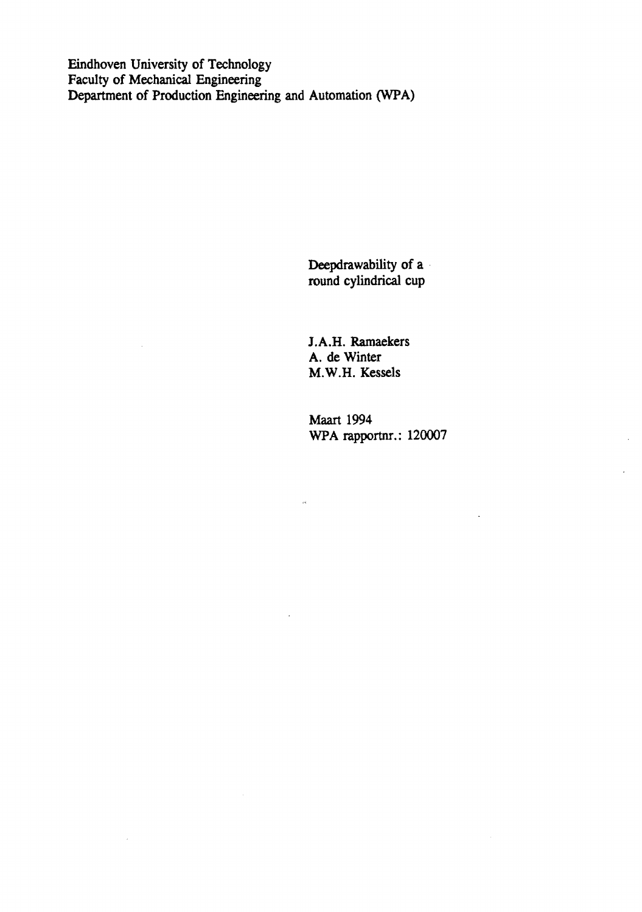Eindhoven University of Technology
Faculty of Mechanical Engineering
Department of Production Engineering and Automation (WPA)

# Deepdrawability of a round cylindrical cup

J.A.H. Ramaekers
A. de Winter
M.W.H. Kessels

Maart 1994
WPA rapportnr.: 120007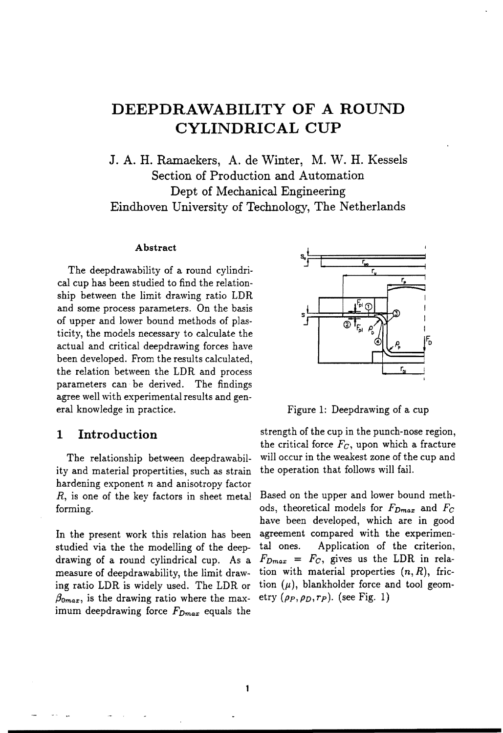# DEEPDRAWABILITY OF A ROUND CYLINDRICAL CUP

J. A. H. Ramaekers, A. de Winter, M. W. H. Kessels
Section of Production and Automation
Dept of Mechanical Engineering
Eindhoven University of Technology, The Netherlands

### Abstract

The deepdrawability of a round cylindrical cup has been studied to find the relationship between the limit drawing ratio LDR and some process parameters. On the basis of upper and lower bound methods of plasticity, the models necessary to calculate the actual and critical deepdrawing forces have been developed. From the results calculated, the relation between the LDR and process parameters can be derived. The findings agree well with experimental results and general knowledge in practice.

Figure 1: Deepdrawing of a cup

## 1 Introduction

The relationship between deepdrawability and material propertities, such as strain hardening exponent $n$ and anisotropy factor $R$, is one of the key factors in sheet metal forming.

In the present work this relation has been studied via the the modelling of the deepdrawing of a round cylindrical cup. As a measure of deepdrawability, the limit drawing ratio LDR is widely used. The LDR or $\beta_{0max}$, is the drawing ratio where the maximum deepdrawing force $F_{Dmax}$ equals the strength of the cup in the punch-nose region, the critical force $F_C$, upon which a fracture will occur in the weakest zone of the cup and the operation that follows will fail.

Based on the upper and lower bound methods, theoretical models for $F_{Dmax}$ and $F_C$ have been developed, which are in good agreement compared with the experimental ones. Application of the criterion, $F_{Dmax} = F_C$, gives us the LDR in relation with material properties $(n, R)$, friction $(\mu)$, blankholder force and tool geometry $(\rho_P, \rho_D, r_P)$. (see Fig. 1)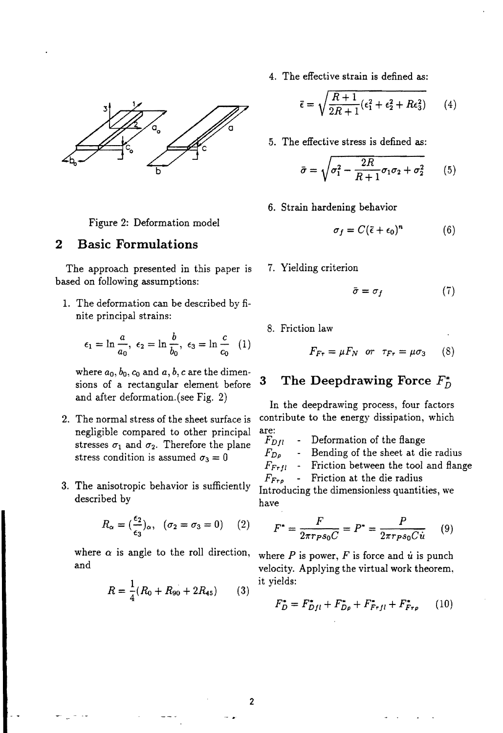Figure 2: Deformation model

## 2 Basic Formulations

The approach presented in this paper is based on following assumptions:

1. The deformation can be described by finite principal strains:

$$\epsilon_1 = \ln\frac{a}{a_0},\ \epsilon_2 = \ln\frac{b}{b_0},\ \epsilon_3 = \ln\frac{c}{c_0} \quad (1)$$

   where $a_0, b_0, c_0$ and $a, b, c$ are the dimensions of a rectangular element before and after deformation.(see Fig. 2)

2. The normal stress of the sheet surface is negligible compared to other principal stresses $\sigma_1$ and $\sigma_2$. Therefore the plane stress condition is assumed $\sigma_3 = 0$

3. The anisotropic behavior is sufficiently described by

$$R_\alpha = \left(\frac{\epsilon_2}{\epsilon_3}\right)_\alpha,\quad (\sigma_2 = \sigma_3 = 0) \quad (2)$$

   where $\alpha$ is angle to the roll direction, and

$$R = \frac{1}{4}(R_0 + R_{90} + 2R_{45}) \quad (3)$$

4. The effective strain is defined as:

$$\bar{\epsilon} = \sqrt{\frac{R+1}{2R+1}(\epsilon_1^2 + \epsilon_2^2 + R\epsilon_3^2)} \quad (4)$$

5. The effective stress is defined as:

$$\bar{\sigma} = \sqrt{\sigma_1^2 - \frac{2R}{R+1}\sigma_1\sigma_2 + \sigma_2^2} \quad (5)$$

6. Strain hardening behavior

$$\sigma_f = C(\bar{\epsilon} + \epsilon_0)^n \quad (6)$$

7. Yielding criterion

$$\bar{\sigma} = \sigma_f \quad (7)$$

8. Friction law

$$F_{Fr} = \mu F_N \quad or \quad \tau_{Fr} = \mu\sigma_3 \quad (8)$$

## 3 The Deepdrawing Force $F_D^*$

In the deepdrawing process, four factors contribute to the energy dissipation, which are:

- $F_{Dfl}$ - Deformation of the flange
- $F_{D\rho}$ - Bending of the sheet at die radius
- $F_{Frfl}$ - Friction between the tool and flange
- $F_{Fr\rho}$ - Friction at the die radius

Introducing the dimensionless quantities, we have

$$F^* = \frac{F}{2\pi r_p s_0 C} = P^* = \frac{P}{2\pi r_p s_0 C\dot{u}} \quad (9)$$

where $P$ is power, $F$ is force and $\dot{u}$ is punch velocity. Applying the virtual work theorem, it yields:

$$F_D^* = F_{Dfl}^* + F_{D\rho}^* + F_{Frfl}^* + F_{Fr\rho}^* \quad (10)$$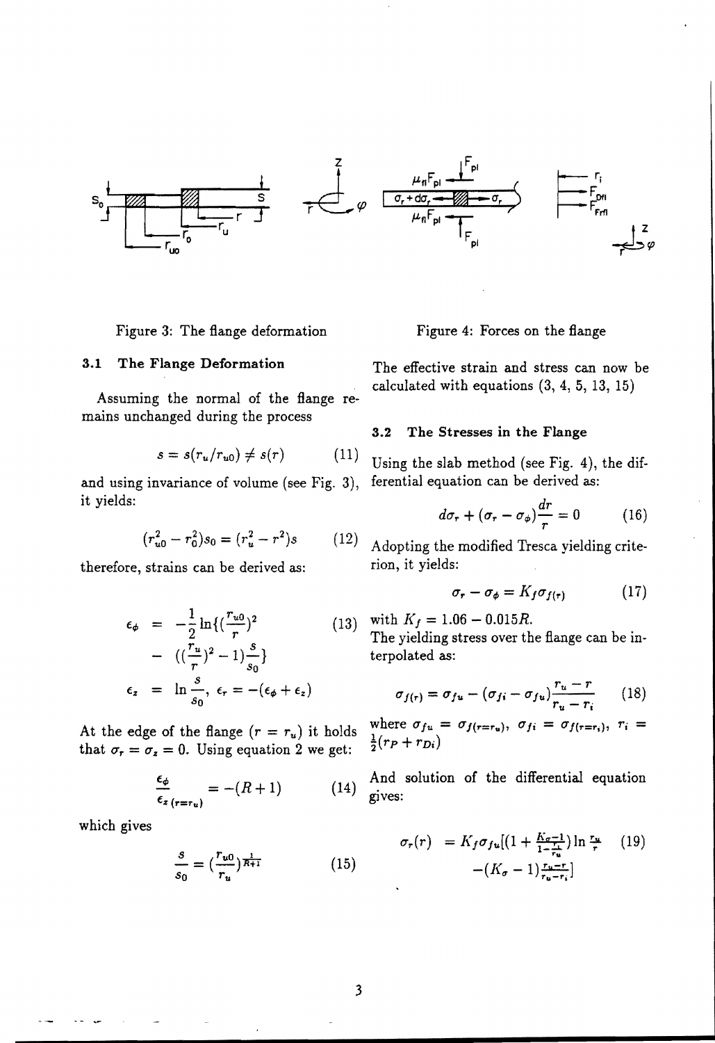Figure 3: The flange deformation

Figure 4: Forces on the flange

### 3.1 The Flange Deformation

Assuming the normal of the flange remains unchanged during the process

$$s = s(r_u/r_{u0}) \neq s(r) \tag{11}$$

and using invariance of volume (see Fig. 3), it yields:

$$(r_{u0}^2 - r_0^2)s_0 = (r_u^2 - r^2)s \tag{12}$$

therefore, strains can be derived as:

$$\begin{aligned} \epsilon_\phi &= -\frac{1}{2}\ln\{(\frac{r_{u0}}{r})^2 \\ &- ((\frac{r_u}{r})^2 - 1)\frac{s}{s_0}\} \\ \epsilon_z &= \ln\frac{s}{s_0},\ \epsilon_r = -(\epsilon_\phi + \epsilon_z) \end{aligned} \tag{13}$$

At the edge of the flange ($r = r_u$) it holds that $\sigma_r = \sigma_z = 0$. Using equation 2 we get:

$$\frac{\epsilon_\phi}{\epsilon_{z\,(r=r_u)}} = -(R+1) \tag{14}$$

which gives

$$\frac{s}{s_0} = (\frac{r_{u0}}{r_u})^{\frac{1}{R+1}} \tag{15}$$

The effective strain and stress can now be calculated with equations (3, 4, 5, 13, 15)

### 3.2 The Stresses in the Flange

Using the slab method (see Fig. 4), the differential equation can be derived as:

$$d\sigma_r + (\sigma_r - \sigma_\phi)\frac{dr}{r} = 0 \tag{16}$$

Adopting the modified Tresca yielding criterion, it yields:

$$\sigma_r - \sigma_\phi = K_f \sigma_{f(r)} \tag{17}$$

with $K_f = 1.06 - 0.015R$.
The yielding stress over the flange can be interpolated as:

$$\sigma_{f(r)} = \sigma_{fu} - (\sigma_{fi} - \sigma_{fu})\frac{r_u - r}{r_u - r_i} \tag{18}$$

where $\sigma_{fu} = \sigma_{f(r=r_u)}$, $\sigma_{fi} = \sigma_{f(r=r_i)}$, $r_i = \frac{1}{2}(r_P + r_{Di})$

And solution of the differential equation gives:

$$\begin{aligned} \sigma_r(r) &= K_f\sigma_{fu}[(1 + \tfrac{K_\sigma - 1}{1 - \frac{r_i}{r_u}})\ln\tfrac{r_u}{r} \\ &-(K_\sigma - 1)\tfrac{r_u - r}{r_u - r_i}] \end{aligned} \tag{19}$$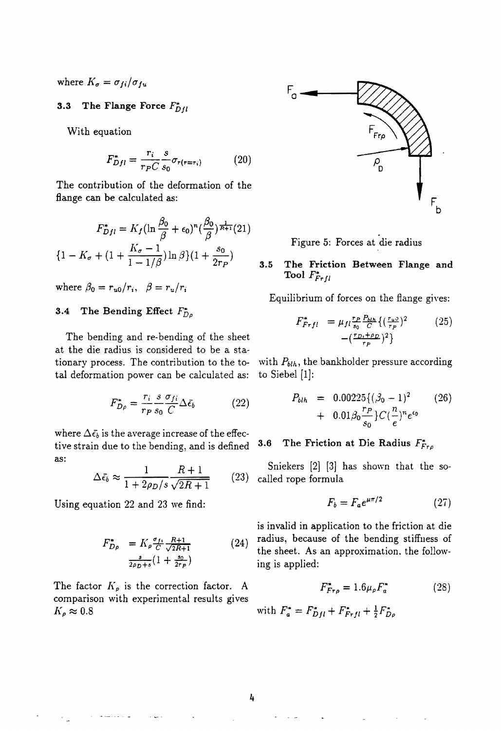where $K_\sigma = \sigma_{fi}/\sigma_{fu}$

### 3.3 The Flange Force $F^*_{Dfl}$

With equation

$$F^*_{Dfl} = \frac{r_i}{r_P C}\frac{s}{s_0}\sigma_{r(r=r_i)} \quad (20)$$

The contribution of the deformation of the flange can be calculated as:

$$F^*_{Dfl} = K_f(\ln\frac{\beta_0}{\beta} + \epsilon_0)^n(\frac{\beta_0}{\beta})^{\frac{1}{R+1}} \quad (21)$$
$$\{1 - K_\sigma + (1 + \frac{K_\sigma - 1}{1 - 1/\beta})\ln\beta\}(1 + \frac{s_0}{2r_P})$$

where $\beta_0 = r_{u0}/r_i$, $\beta = r_u/r_i$

### 3.4 The Bending Effect $F^*_{D\rho}$

The bending and re-bending of the sheet at the die radius is considered to be a stationary process. The contribution to the total deformation power can be calculated as:

$$F^*_{D\rho} = \frac{r_i}{r_P}\frac{s}{s_0}\frac{\sigma_{fi}}{C}\Delta\bar{\epsilon}_b \quad (22)$$

where $\Delta\bar{\epsilon}_b$ is the average increase of the effective strain due to the bending, and is defined as:

$$\Delta\bar{\epsilon}_b \approx \frac{1}{1 + 2\rho_D/s}\frac{R+1}{\sqrt{2R+1}} \quad (23)$$

Using equation 22 and 23 we find:

$$F^*_{D\rho} = K_\rho\frac{\sigma_{fi}}{C}\frac{R+1}{\sqrt{2R+1}} \quad (24)$$
$$\frac{s}{2\rho_D + s}(1 + \frac{s_0}{2r_P})$$

The factor $K_\rho$ is the correction factor. A comparison with experimental results gives $K_\rho \approx 0.8$

Figure 5: Forces at die radius

### 3.5 The Friction Between Flange and Tool $F^*_{Frfl}$

Equilibrium of forces on the flange gives:

$$F^*_{Frfl} = \mu_{fl}\frac{r_P}{s_0}\frac{P_{blh}}{C}\{(\frac{r_{u0}}{r_P})^2 - (\frac{r_{Di}+\rho_D}{r_P})^2\} \quad (25)$$

with $P_{blh}$, the bankholder pressure according to Siebel [1]:

$$P_{blh} = 0.00225\{(\beta_0 - 1)^2 + 0.01\beta_0\frac{r_P}{s_0}\}C(\frac{n}{e})^n e^{\epsilon_0} \quad (26)$$

### 3.6 The Friction at Die Radius $F^*_{Fr\rho}$

Sniekers [2] [3] has shown that the so-called rope formula

$$F_b = F_a e^{\mu\pi/2} \quad (27)$$

is invalid in application to the friction at die radius, because of the bending stiffness of the sheet. As an approximation, the following is applied:

$$F^*_{Fr\rho} = 1.6\mu_\rho F^*_a \quad (28)$$

with $F^*_a = F^*_{Dfl} + F^*_{Frfl} + \frac{1}{2}F^*_{D\rho}$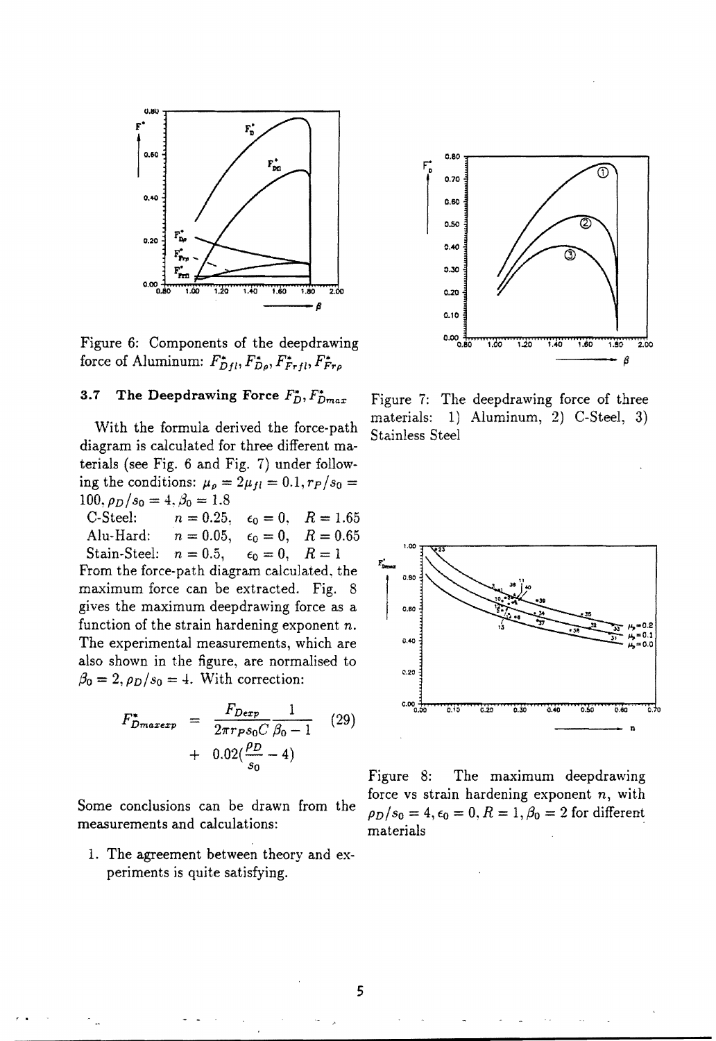Figure 6: Components of the deepdrawing force of Aluminum: $F^*_{Dfl}, F^*_{Dp}, F^*_{Frfl}, F^*_{Frp}$

### 3.7 The Deepdrawing Force $F^*_D, F^*_{Dmax}$

With the formula derived the force-path diagram is calculated for three different materials (see Fig. 6 and Fig. 7) under following the conditions: $\mu_p = 2\mu_{fl} = 0.1, r_P/s_0 = 100, \rho_D/s_0 = 4, \beta_0 = 1.8$

C-Steel: $n = 0.25, \quad \epsilon_0 = 0, \quad R = 1.65$
Alu-Hard: $n = 0.05, \quad \epsilon_0 = 0, \quad R = 0.65$
Stain-Steel: $n = 0.5, \quad \epsilon_0 = 0, \quad R = 1$

From the force-path diagram calculated, the maximum force can be extracted. Fig. 8 gives the maximum deepdrawing force as a function of the strain hardening exponent $n$. The experimental measurements, which are also shown in the figure, are normalised to $\beta_0 = 2, \rho_D/s_0 = 4$. With correction:

$$F^*_{Dmaxexp} = \frac{F_{Dexp}}{2\pi r_P s_0 C}\frac{1}{\beta_0 - 1} + 0.02(\frac{\rho_D}{s_0} - 4) \quad (29)$$

Some conclusions can be drawn from the measurements and calculations:

1. The agreement between theory and experiments is quite satisfying.

Figure 7: The deepdrawing force of three materials: 1) Aluminum, 2) C-Steel, 3) Stainless Steel

Figure 8: The maximum deepdrawing force vs strain hardening exponent $n$, with $\rho_D/s_0 = 4, \epsilon_0 = 0, R = 1, \beta_0 = 2$ for different materials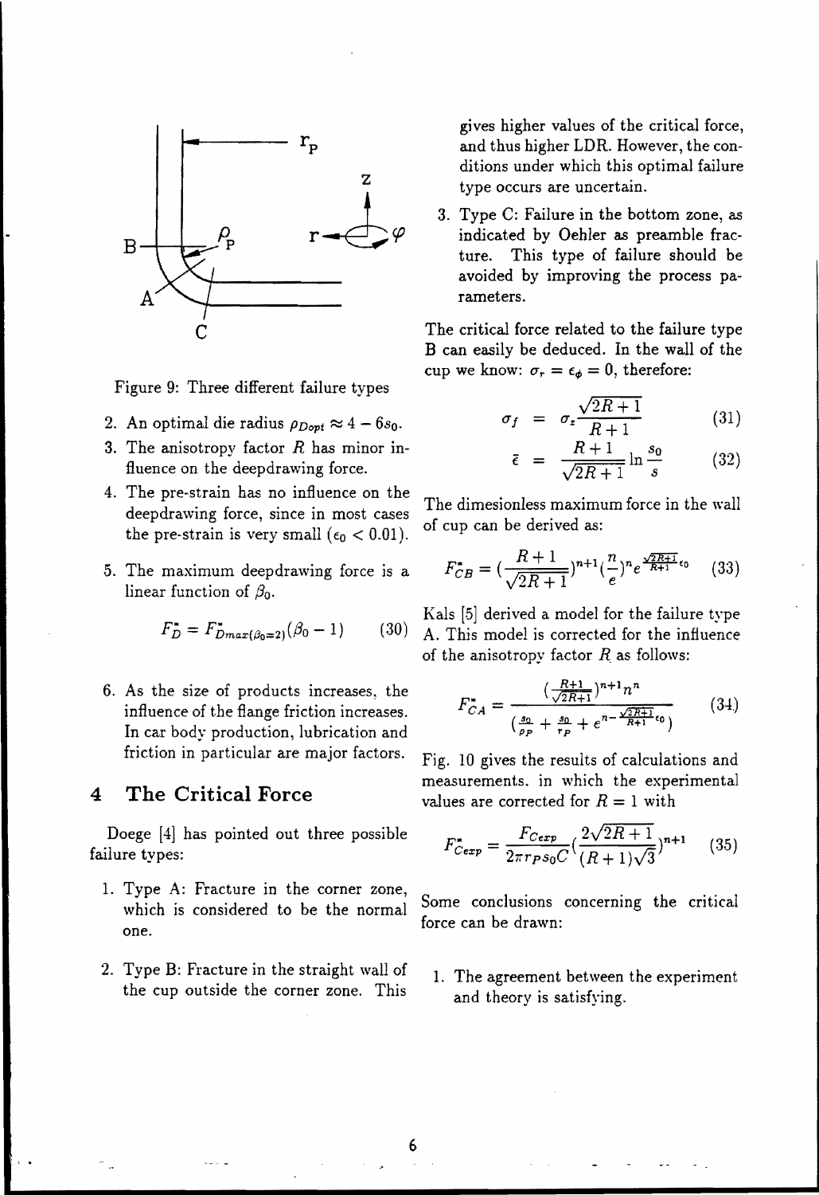Figure 9: Three different failure types

2. An optimal die radius $\rho_{Dopt} \approx 4 - 6 s_0$.
3. The anisotropy factor $R$ has minor influence on the deepdrawing force.
4. The pre-strain has no influence on the deepdrawing force, since in most cases the pre-strain is very small ($\epsilon_0 < 0.01$).
5. The maximum deepdrawing force is a linear function of $\beta_0$.

$$F_D^* = F_{Dmax(\beta_0=2)}^* (\beta_0 - 1) \qquad (30)$$

6. As the size of products increases, the influence of the flange friction increases. In car body production, lubrication and friction in particular are major factors.

## 4 The Critical Force

Doege [4] has pointed out three possible failure types:

1. Type A: Fracture in the corner zone, which is considered to be the normal one.
2. Type B: Fracture in the straight wall of the cup outside the corner zone. This gives higher values of the critical force, and thus higher LDR. However, the conditions under which this optimal failure type occurs are uncertain.
3. Type C: Failure in the bottom zone, as indicated by Oehler as preamble fracture. This type of failure should be avoided by improving the process parameters.

The critical force related to the failure type B can easily be deduced. In the wall of the cup we know: $\sigma_r = \epsilon_\phi = 0$, therefore:

$$\sigma_f = \sigma_z \frac{\sqrt{2R+1}}{R+1} \qquad (31)$$

$$\bar{\epsilon} = \frac{R+1}{\sqrt{2R+1}} \ln \frac{s_0}{s} \qquad (32)$$

The dimesionless maximum force in the wall of cup can be derived as:

$$F_{CB}^* = \left(\frac{R+1}{\sqrt{2R+1}}\right)^{n+1} \left(\frac{n}{e}\right)^n e^{\frac{\sqrt{2R+1}}{R+1}\epsilon_0} \qquad (33)$$

Kals [5] derived a model for the failure type A. This model is corrected for the influence of the anisotropy factor $R$ as follows:

$$F_{CA}^* = \frac{\left(\frac{R+1}{\sqrt{2R+1}}\right)^{n+1} n^n}{\left(\frac{s_0}{\rho_P} + \frac{s_0}{r_P} + e^{n - \frac{\sqrt{2R+1}}{R+1}\epsilon_0}\right)} \qquad (34)$$

Fig. 10 gives the results of calculations and measurements. in which the experimental values are corrected for $R = 1$ with

$$F_{Cexp}^* = \frac{F_{Cexp}}{2\pi r_P s_0 C} \left(\frac{2\sqrt{2R+1}}{(R+1)\sqrt{3}}\right)^{n+1} \qquad (35)$$

Some conclusions concerning the critical force can be drawn:

1. The agreement between the experiment and theory is satisfying.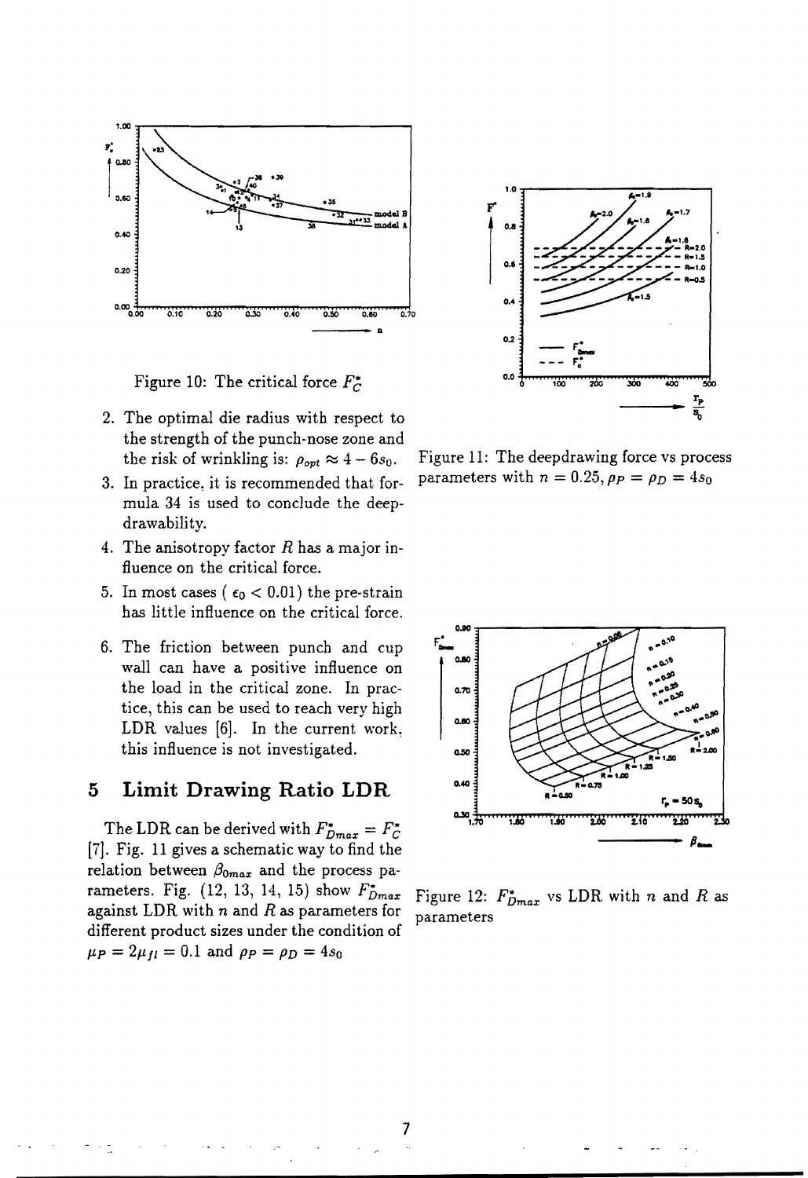Figure 10: The critical force $F_C^*$

2. The optimal die radius with respect to the strength of the punch-nose zone and the risk of wrinkling is: $\rho_{opt} \approx 4 - 6s_0$.
3. In practice, it is recommended that formula 34 is used to conclude the deepdrawability.
4. The anisotropy factor $R$ has a major influence on the critical force.
5. In most cases ( $\epsilon_0 < 0.01$) the pre-strain has little influence on the critical force.
6. The friction between punch and cup wall can have a positive influence on the load in the critical zone. In practice, this can be used to reach very high LDR values [6]. In the current work, this influence is not investigated.

## 5 Limit Drawing Ratio LDR

The LDR can be derived with $F_{Dmax}^* = F_C^*$ [7]. Fig. 11 gives a schematic way to find the relation between $\beta_{0max}$ and the process parameters. Fig. (12, 13, 14, 15) show $F_{Dmax}^*$ against LDR with $n$ and $R$ as parameters for different product sizes under the condition of $\mu_P = 2\mu_{fl} = 0.1$ and $\rho_P = \rho_D = 4s_0$

Figure 11: The deepdrawing force vs process parameters with $n = 0.25, \rho_P = \rho_D = 4s_0$

Figure 12: $F_{Dmax}^*$ vs LDR with $n$ and $R$ as parameters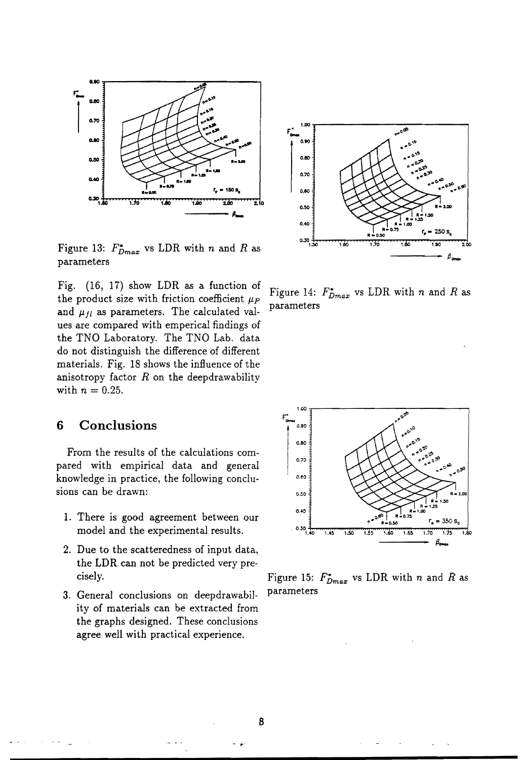Figure 13: $F^*_{Dmax}$ vs LDR with $n$ and $R$ as parameters

Figure 14: $F^*_{Dmax}$ vs LDR with $n$ and $R$ as parameters

Fig. (16, 17) show LDR as a function of the product size with friction coefficient $\mu_P$ and $\mu_{fl}$ as parameters. The calculated values are compared with emperical findings of the TNO Laboratory. The TNO Lab. data do not distinguish the difference of different materials. Fig. 18 shows the influence of the anisotropy factor $R$ on the deepdrawability with $n = 0.25$.

## 6 Conclusions

From the results of the calculations compared with empirical data and general knowledge in practice, the following conclusions can be drawn:

1. There is good agreement between our model and the experimental results.
2. Due to the scatteredness of input data, the LDR can not be predicted very precisely.
3. General conclusions on deepdrawability of materials can be extracted from the graphs designed. These conclusions agree well with practical experience.

Figure 15: $F^*_{Dmax}$ vs LDR with $n$ and $R$ as parameters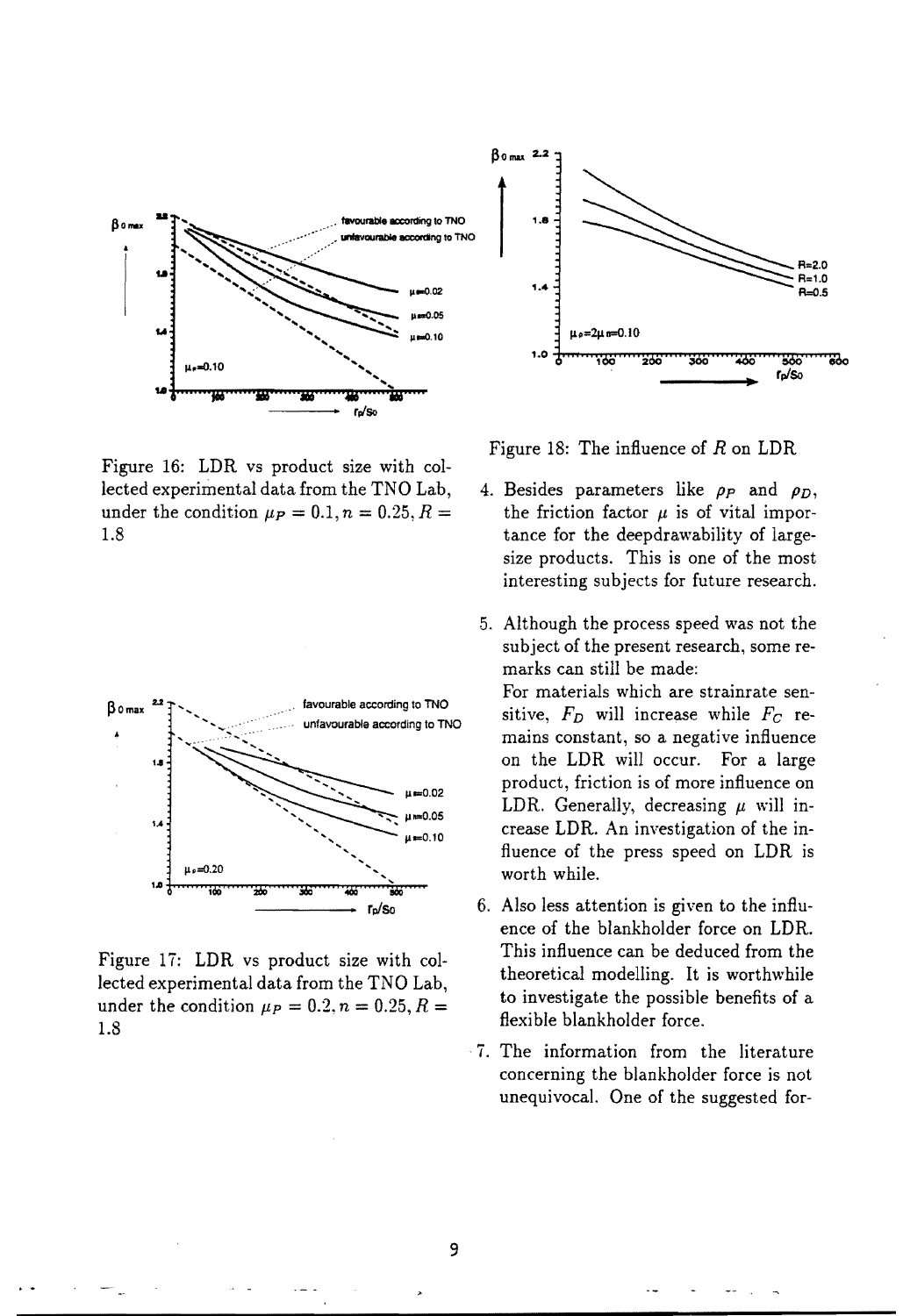Figure 16: LDR vs product size with collected experimental data from the TNO Lab, under the condition $\mu_P = 0.1, n = 0.25, R = 1.8$

Figure 17: LDR vs product size with collected experimental data from the TNO Lab, under the condition $\mu_P = 0.2, n = 0.25, R = 1.8$

Figure 18: The influence of $R$ on LDR

4. Besides parameters like $\rho_P$ and $\rho_D$, the friction factor $\mu$ is of vital importance for the deepdrawability of large-size products. This is one of the most interesting subjects for future research.

5. Although the process speed was not the subject of the present research, some remarks can still be made:
   For materials which are strainrate sensitive, $F_D$ will increase while $F_C$ remains constant, so a negative influence on the LDR will occur. For a large product, friction is of more influence on LDR. Generally, decreasing $\mu$ will increase LDR. An investigation of the influence of the press speed on LDR is worth while.

6. Also less attention is given to the influence of the blankholder force on LDR. This influence can be deduced from the theoretical modelling. It is worthwhile to investigate the possible benefits of a flexible blankholder force.

7. The information from the literature concerning the blankholder force is not unequivocal. One of the suggested for-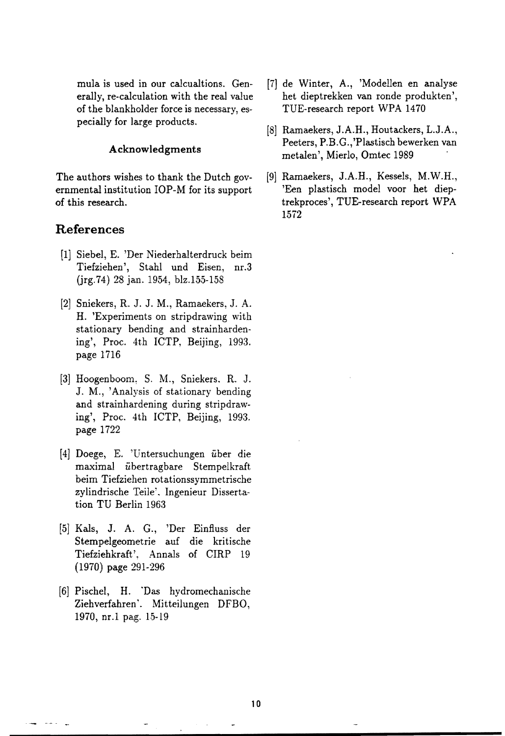mula is used in our calcualtions. Generally, re-calculation with the real value of the blankholder force is necessary, especially for large products.

### Acknowledgments

The authors wishes to thank the Dutch governmental institution IOP-M for its support of this research.

## References

[1] Siebel, E. 'Der Niederhalterdruck beim Tiefziehen', Stahl und Eisen, nr.3 (jrg.74) 28 jan. 1954, blz.155-158

[2] Sniekers, R. J. J. M., Ramaekers, J. A. H. 'Experiments on stripdrawing with stationary bending and strainhardening', Proc. 4th ICTP, Beijing, 1993. page 1716

[3] Hoogenboom, S. M., Sniekers. R. J. J. M., 'Analysis of stationary bending and strainhardening during stripdrawing', Proc. 4th ICTP, Beijing, 1993. page 1722

[4] Doege, E. 'Untersuchungen über die maximal übertragbare Stempelkraft beim Tiefziehen rotationssymmetrische zylindrische Teile'. Ingenieur Dissertation TU Berlin 1963

[5] Kals, J. A. G., 'Der Einfluss der Stempelgeometrie auf die kritische Tiefziehkraft'. Annals of CIRP 19 (1970) page 291-296

[6] Pischel, H. 'Das hydromechanische Ziehverfahren'. Mitteilungen DFBO, 1970, nr.1 pag. 15-19

[7] de Winter, A., 'Modellen en analyse het dieptrekken van ronde produkten', TUE-research report WPA 1470

[8] Ramaekers, J.A.H., Houtackers, L.J.A., Peeters, P.B.G.,'Plastisch bewerken van metalen', Mierlo, Omtec 1989

[9] Ramaekers, J.A.H., Kessels, M.W.H., 'Een plastisch model voor het dieptrekproces', TUE-research report WPA 1572